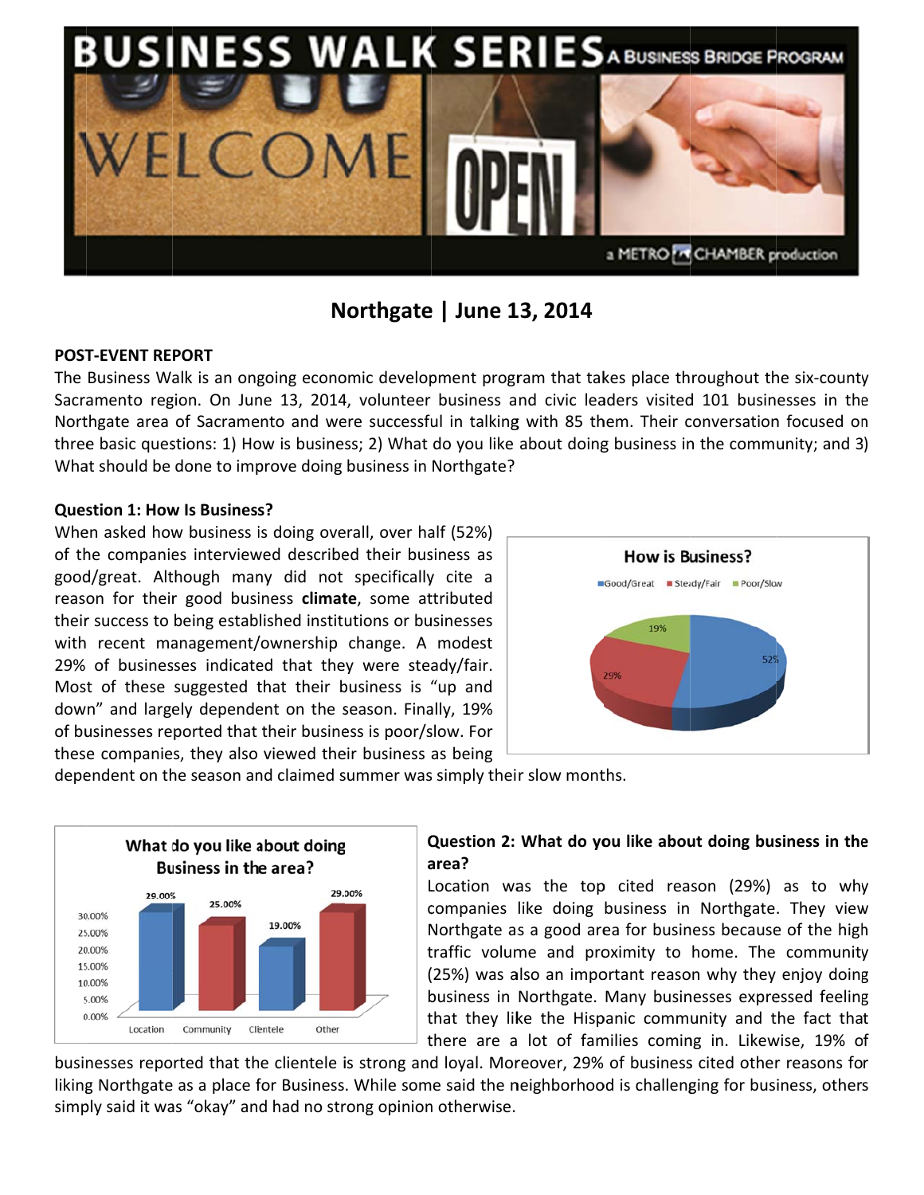# BUSINESS WALK SERIES

A BUSINESS BRIDGE PROGRAM

a METRO CHAMBER production

## Northgate | June 13, 2014

**POST-EVENT REPORT**

The Business Walk is an ongoing economic development program that takes place throughout the six-county Sacramento region. On June 13, 2014, volunteer business and civic leaders visited 101 businesses in the Northgate area of Sacramento and were successful in talking with 85 them. Their conversation focused on three basic questions: 1) How is business; 2) What do you like about doing business in the community; and 3) What should be done to improve doing business in Northgate?

**Question 1: How Is Business?**

When asked how business is doing overall, over half (52%) of the companies interviewed described their business as good/great. Although many did not specifically cite a reason for their good business **climate**, some attributed their success to being established institutions or businesses with recent management/ownership change. A modest 29% of businesses indicated that they were steady/fair. Most of these suggested that their business is "up and down" and largely dependent on the season. Finally, 19% of businesses reported that their business is poor/slow. For these companies, they also viewed their business as being dependent on the season and claimed summer was simply their slow months.

**How is Business?**

| Response | Percent |
|---|---|
| Good/Great | 52% |
| Steady/Fair | 29% |
| Poor/Slow | 19% |

**What do you like about doing Business in the area?**

| Reason | Percent |
|---|---|
| Location | 29.00% |
| Community | 25.00% |
| Clientele | 19.00% |
| Other | 29.00% |

**Question 2: What do you like about doing business in the area?**

Location was the top cited reason (29%) as to why companies like doing business in Northgate. They view Northgate as a good area for business because of the high traffic volume and proximity to home. The community (25%) was also an important reason why they enjoy doing business in Northgate. Many businesses expressed feeling that they like the Hispanic community and the fact that there are a lot of families coming in. Likewise, 19% of businesses reported that the clientele is strong and loyal. Moreover, 29% of business cited other reasons for liking Northgate as a place for Business. While some said the neighborhood is challenging for business, others simply said it was "okay" and had no strong opinion otherwise.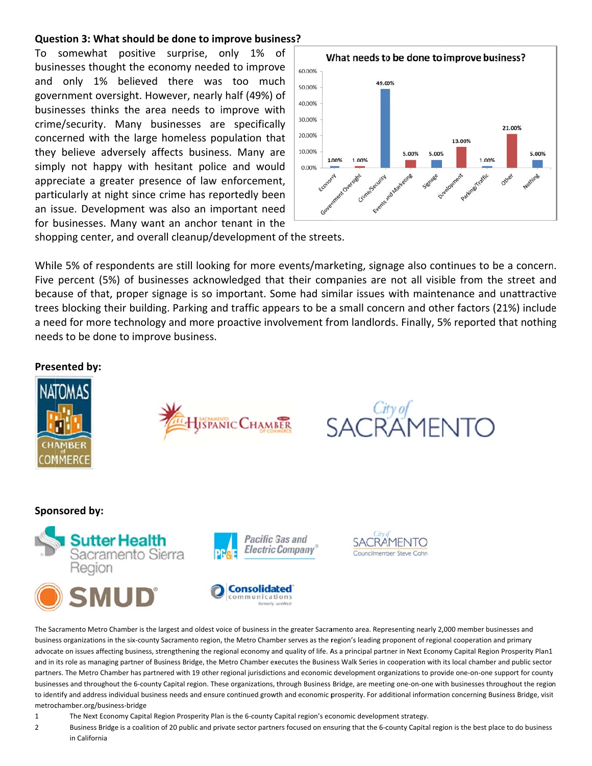**Question 3: What should be done to improve business?**

To somewhat positive surprise, only 1% of businesses thought the economy needed to improve and only 1% believed there was too much government oversight. However, nearly half (49%) of businesses thinks the area needs to improve with crime/security. Many businesses are specifically concerned with the large homeless population that they believe adversely affects business. Many are simply not happy with hesitant police and would appreciate a greater presence of law enforcement, particularly at night since crime has reportedly been an issue. Development was also an important need for businesses. Many want an anchor tenant in the shopping center, and overall cleanup/development of the streets.

What needs to be done to improve business?

60.00%
50.00%
40.00%
30.00%
20.00%
10.00%
0.00%

Economy 1.00%
Government Oversight 1.00%
Crime/Security 49.00%
Events and Marketing 5.00%
Signage 5.00%
Development 13.00%
Parking/Traffic 1.00%
Other 21.00%
Nothing 5.00%

While 5% of respondents are still looking for more events/marketing, signage also continues to be a concern. Five percent (5%) of businesses acknowledged that their companies are not all visible from the street and because of that, proper signage is so important. Some had similar issues with maintenance and unattractive trees blocking their building. Parking and traffic appears to be a small concern and other factors (21%) include a need for more technology and more proactive involvement from landlords. Finally, 5% reported that nothing needs to be done to improve business.

**Presented by:**

NATOMAS CHAMBER of COMMERCE

Sacramento Hispanic Chamber of Commerce

City of SACRAMENTO

**Sponsored by:**

Sutter Health Sacramento Sierra Region

Pacific Gas and Electric Company

City of SACRAMENTO Councilmember Steve Cohn

SMUD

Consolidated communications formerly SureWest

The Sacramento Metro Chamber is the largest and oldest voice of business in the greater Sacramento area. Representing nearly 2,000 member businesses and business organizations in the six-county Sacramento region, the Metro Chamber serves as the region's leading proponent of regional cooperation and primary advocate on issues affecting business, strengthening the regional economy and quality of life. As a principal partner in Next Economy Capital Region Prosperity Plan1 and in its role as managing partner of Business Bridge, the Metro Chamber executes the Business Walk Series in cooperation with its local chamber and public sector partners. The Metro Chamber has partnered with 19 other regional jurisdictions and economic development organizations to provide one-on-one support for county businesses and throughout the 6-county Capital region. These organizations, through Business Bridge, are meeting one-on-one with businesses throughout the region to identify and address individual business needs and ensure continued growth and economic prosperity. For additional information concerning Business Bridge, visit metrochamber.org/business-bridge

1 The Next Economy Capital Region Prosperity Plan is the 6-county Capital region's economic development strategy.

2 Business Bridge is a coalition of 20 public and private sector partners focused on ensuring that the 6-county Capital region is the best place to do business in California